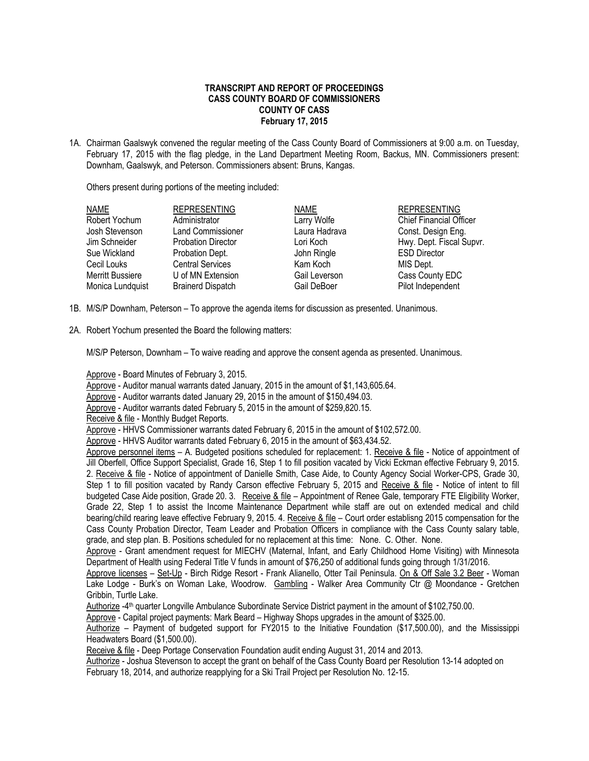**TRANSCRIPT AND REPORT OF PROCEEDINGS**
**CASS COUNTY BOARD OF COMMISSIONERS**
**COUNTY OF CASS**
**February 17, 2015**

1A. Chairman Gaalswyk convened the regular meeting of the Cass County Board of Commissioners at 9:00 a.m. on Tuesday, February 17, 2015 with the flag pledge, in the Land Department Meeting Room, Backus, MN. Commissioners present: Downham, Gaalswyk, and Peterson. Commissioners absent: Bruns, Kangas.

Others present during portions of the meeting included:

| NAME | REPRESENTING | NAME | REPRESENTING |
|---|---|---|---|
| Robert Yochum | Administrator | Larry Wolfe | Chief Financial Officer |
| Josh Stevenson | Land Commissioner | Laura Hadrava | Const. Design Eng. |
| Jim Schneider | Probation Director | Lori Koch | Hwy. Dept. Fiscal Supvr. |
| Sue Wickland | Probation Dept. | John Ringle | ESD Director |
| Cecil Louks | Central Services | Kam Koch | MIS Dept. |
| Merritt Bussiere | U of MN Extension | Gail Leverson | Cass County EDC |
| Monica Lundquist | Brainerd Dispatch | Gail DeBoer | Pilot Independent |

1B. M/S/P Downham, Peterson – To approve the agenda items for discussion as presented. Unanimous.

2A. Robert Yochum presented the Board the following matters:

M/S/P Peterson, Downham – To waive reading and approve the consent agenda as presented. Unanimous.

Approve - Board Minutes of February 3, 2015.
Approve - Auditor manual warrants dated January, 2015 in the amount of $1,143,605.64.
Approve - Auditor warrants dated January 29, 2015 in the amount of $150,494.03.
Approve - Auditor warrants dated February 5, 2015 in the amount of $259,820.15.
Receive & file - Monthly Budget Reports.
Approve - HHVS Commissioner warrants dated February 6, 2015 in the amount of $102,572.00.
Approve - HHVS Auditor warrants dated February 6, 2015 in the amount of $63,434.52.
Approve personnel items – A. Budgeted positions scheduled for replacement: 1. Receive & file - Notice of appointment of Jill Oberfell, Office Support Specialist, Grade 16, Step 1 to fill position vacated by Vicki Eckman effective February 9, 2015. 2. Receive & file - Notice of appointment of Danielle Smith, Case Aide, to County Agency Social Worker-CPS, Grade 30, Step 1 to fill position vacated by Randy Carson effective February 5, 2015 and Receive & file - Notice of intent to fill budgeted Case Aide position, Grade 20. 3. Receive & file – Appointment of Renee Gale, temporary FTE Eligibility Worker, Grade 22, Step 1 to assist the Income Maintenance Department while staff are out on extended medical and child bearing/child rearing leave effective February 9, 2015. 4. Receive & file – Court order establisng 2015 compensation for the Cass County Probation Director, Team Leader and Probation Officers in compliance with the Cass County salary table, grade, and step plan. B. Positions scheduled for no replacement at this time: None. C. Other. None.
Approve - Grant amendment request for MIECHV (Maternal, Infant, and Early Childhood Home Visiting) with Minnesota Department of Health using Federal Title V funds in amount of $76,250 of additional funds going through 1/31/2016.
Approve licenses – Set-Up - Birch Ridge Resort - Frank Alianello, Otter Tail Peninsula. On & Off Sale 3.2 Beer - Woman Lake Lodge - Burk's on Woman Lake, Woodrow. Gambling - Walker Area Community Ctr @ Moondance - Gretchen Gribbin, Turtle Lake.
Authorize -4th quarter Longville Ambulance Subordinate Service District payment in the amount of $102,750.00.
Approve - Capital project payments: Mark Beard – Highway Shops upgrades in the amount of $325.00.
Authorize – Payment of budgeted support for FY2015 to the Initiative Foundation ($17,500.00), and the Mississippi Headwaters Board ($1,500.00).
Receive & file - Deep Portage Conservation Foundation audit ending August 31, 2014 and 2013.
Authorize - Joshua Stevenson to accept the grant on behalf of the Cass County Board per Resolution 13-14 adopted on February 18, 2014, and authorize reapplying for a Ski Trail Project per Resolution No. 12-15.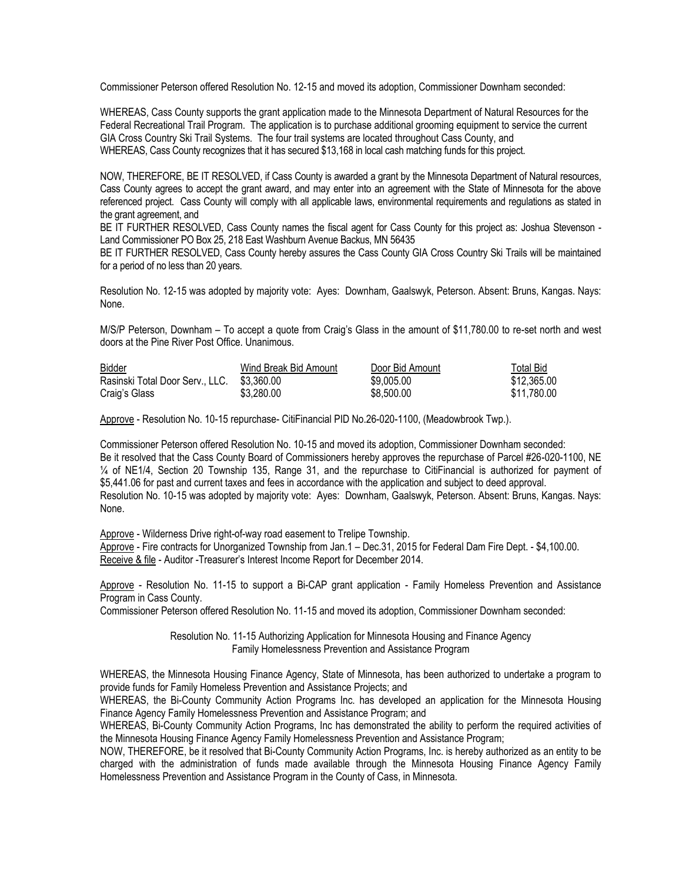Commissioner Peterson offered Resolution No. 12-15 and moved its adoption, Commissioner Downham seconded:

WHEREAS, Cass County supports the grant application made to the Minnesota Department of Natural Resources for the Federal Recreational Trail Program. The application is to purchase additional grooming equipment to service the current GIA Cross Country Ski Trail Systems. The four trail systems are located throughout Cass County, and
WHEREAS, Cass County recognizes that it has secured $13,168 in local cash matching funds for this project.

NOW, THEREFORE, BE IT RESOLVED, if Cass County is awarded a grant by the Minnesota Department of Natural resources, Cass County agrees to accept the grant award, and may enter into an agreement with the State of Minnesota for the above referenced project. Cass County will comply with all applicable laws, environmental requirements and regulations as stated in the grant agreement, and
BE IT FURTHER RESOLVED, Cass County names the fiscal agent for Cass County for this project as: Joshua Stevenson - Land Commissioner PO Box 25, 218 East Washburn Avenue Backus, MN 56435
BE IT FURTHER RESOLVED, Cass County hereby assures the Cass County GIA Cross Country Ski Trails will be maintained for a period of no less than 20 years.

Resolution No. 12-15 was adopted by majority vote: Ayes: Downham, Gaalswyk, Peterson. Absent: Bruns, Kangas. Nays: None.

M/S/P Peterson, Downham – To accept a quote from Craig's Glass in the amount of $11,780.00 to re-set north and west doors at the Pine River Post Office. Unanimous.

| Bidder | Wind Break Bid Amount | Door Bid Amount | Total Bid |
|---|---|---|---|
| Rasinski Total Door Serv., LLC. | $3,360.00 | $9,005.00 | $12,365.00 |
| Craig's Glass | $3,280.00 | $8,500.00 | $11,780.00 |

Approve - Resolution No. 10-15 repurchase- CitiFinancial PID No.26-020-1100, (Meadowbrook Twp.).

Commissioner Peterson offered Resolution No. 10-15 and moved its adoption, Commissioner Downham seconded:
Be it resolved that the Cass County Board of Commissioners hereby approves the repurchase of Parcel #26-020-1100, NE ¼ of NE1/4, Section 20 Township 135, Range 31, and the repurchase to CitiFinancial is authorized for payment of $5,441.06 for past and current taxes and fees in accordance with the application and subject to deed approval.
Resolution No. 10-15 was adopted by majority vote: Ayes: Downham, Gaalswyk, Peterson. Absent: Bruns, Kangas. Nays: None.

Approve - Wilderness Drive right-of-way road easement to Trelipe Township.
Approve - Fire contracts for Unorganized Township from Jan.1 – Dec.31, 2015 for Federal Dam Fire Dept. - $4,100.00.
Receive & file - Auditor -Treasurer's Interest Income Report for December 2014.

Approve - Resolution No. 11-15 to support a Bi-CAP grant application - Family Homeless Prevention and Assistance Program in Cass County.
Commissioner Peterson offered Resolution No. 11-15 and moved its adoption, Commissioner Downham seconded:

Resolution No. 11-15 Authorizing Application for Minnesota Housing and Finance Agency
Family Homelessness Prevention and Assistance Program

WHEREAS, the Minnesota Housing Finance Agency, State of Minnesota, has been authorized to undertake a program to provide funds for Family Homeless Prevention and Assistance Projects; and
WHEREAS, the Bi-County Community Action Programs Inc. has developed an application for the Minnesota Housing Finance Agency Family Homelessness Prevention and Assistance Program; and
WHEREAS, Bi-County Community Action Programs, Inc has demonstrated the ability to perform the required activities of the Minnesota Housing Finance Agency Family Homelessness Prevention and Assistance Program;
NOW, THEREFORE, be it resolved that Bi-County Community Action Programs, Inc. is hereby authorized as an entity to be charged with the administration of funds made available through the Minnesota Housing Finance Agency Family Homelessness Prevention and Assistance Program in the County of Cass, in Minnesota.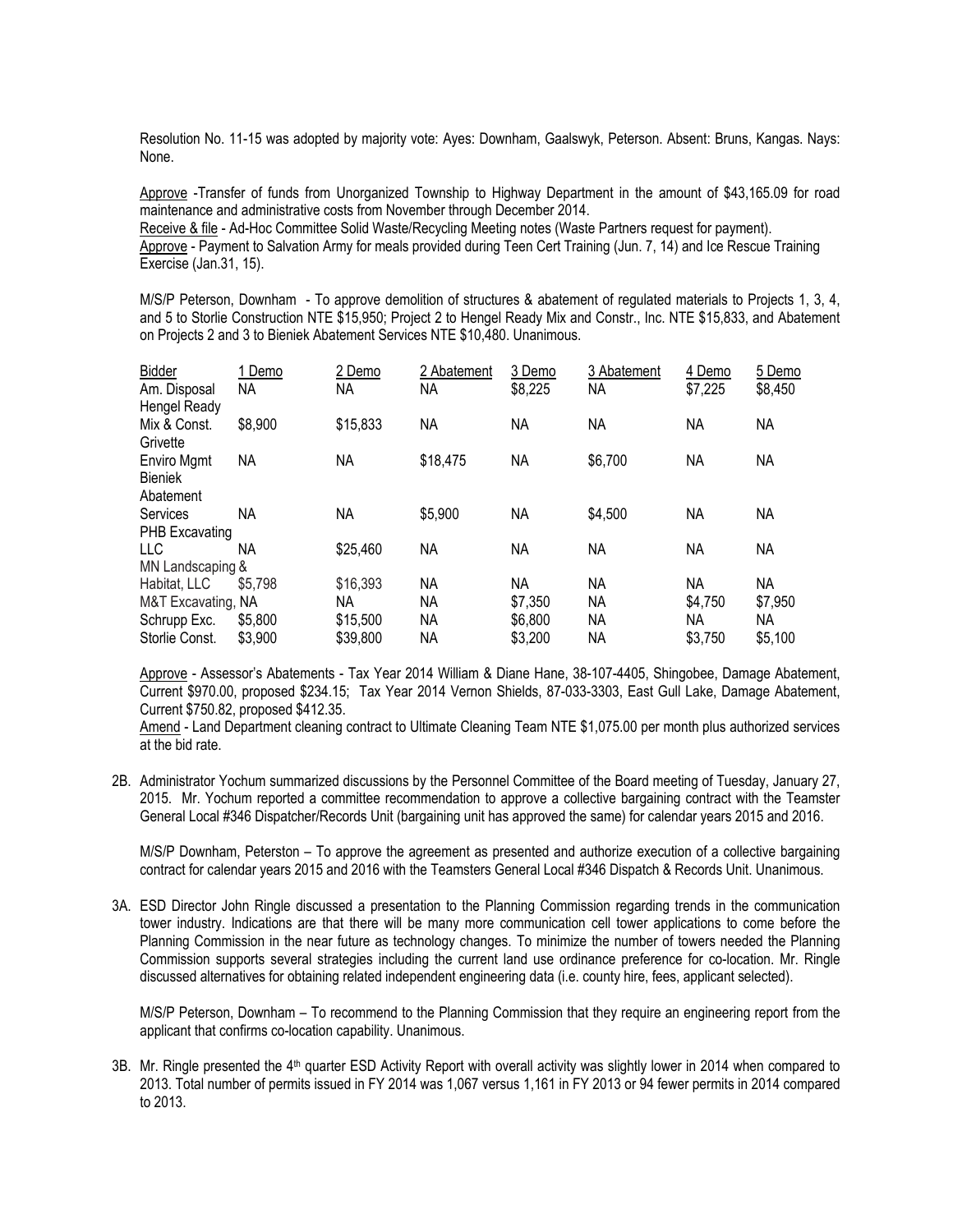Resolution No. 11-15 was adopted by majority vote: Ayes: Downham, Gaalswyk, Peterson. Absent: Bruns, Kangas. Nays: None.

Approve -Transfer of funds from Unorganized Township to Highway Department in the amount of $43,165.09 for road maintenance and administrative costs from November through December 2014.
Receive & file - Ad-Hoc Committee Solid Waste/Recycling Meeting notes (Waste Partners request for payment).
Approve - Payment to Salvation Army for meals provided during Teen Cert Training (Jun. 7, 14) and Ice Rescue Training Exercise (Jan.31, 15).

M/S/P Peterson, Downham - To approve demolition of structures & abatement of regulated materials to Projects 1, 3, 4, and 5 to Storlie Construction NTE $15,950; Project 2 to Hengel Ready Mix and Constr., Inc. NTE $15,833, and Abatement on Projects 2 and 3 to Bieniek Abatement Services NTE $10,480. Unanimous.

| Bidder | 1 Demo | 2 Demo | 2 Abatement | 3 Demo | 3 Abatement | 4 Demo | 5 Demo |
|---|---|---|---|---|---|---|---|
| Am. Disposal | NA | NA | NA | $8,225 | NA | $7,225 | $8,450 |
| Hengel Ready Mix & Const. | $8,900 | $15,833 | NA | NA | NA | NA | NA |
| Grivette Enviro Mgmt | NA | NA | $18,475 | NA | $6,700 | NA | NA |
| Bieniek Abatement Services | NA | NA | $5,900 | NA | $4,500 | NA | NA |
| PHB Excavating LLC | NA | $25,460 | NA | NA | NA | NA | NA |
| MN Landscaping & Habitat, LLC | $5,798 | $16,393 | NA | NA | NA | NA | NA |
| M&T Excavating, | NA | NA | NA | $7,350 | NA | $4,750 | $7,950 |
| Schrupp Exc. | $5,800 | $15,500 | NA | $6,800 | NA | NA | NA |
| Storlie Const. | $3,900 | $39,800 | NA | $3,200 | NA | $3,750 | $5,100 |

Approve - Assessor's Abatements - Tax Year 2014 William & Diane Hane, 38-107-4405, Shingobee, Damage Abatement, Current $970.00, proposed $234.15; Tax Year 2014 Vernon Shields, 87-033-3303, East Gull Lake, Damage Abatement, Current $750.82, proposed $412.35.
Amend - Land Department cleaning contract to Ultimate Cleaning Team NTE $1,075.00 per month plus authorized services at the bid rate.

2B. Administrator Yochum summarized discussions by the Personnel Committee of the Board meeting of Tuesday, January 27, 2015. Mr. Yochum reported a committee recommendation to approve a collective bargaining contract with the Teamster General Local #346 Dispatcher/Records Unit (bargaining unit has approved the same) for calendar years 2015 and 2016.

M/S/P Downham, Peterston – To approve the agreement as presented and authorize execution of a collective bargaining contract for calendar years 2015 and 2016 with the Teamsters General Local #346 Dispatch & Records Unit. Unanimous.

3A. ESD Director John Ringle discussed a presentation to the Planning Commission regarding trends in the communication tower industry. Indications are that there will be many more communication cell tower applications to come before the Planning Commission in the near future as technology changes. To minimize the number of towers needed the Planning Commission supports several strategies including the current land use ordinance preference for co-location. Mr. Ringle discussed alternatives for obtaining related independent engineering data (i.e. county hire, fees, applicant selected).

M/S/P Peterson, Downham – To recommend to the Planning Commission that they require an engineering report from the applicant that confirms co-location capability. Unanimous.

3B. Mr. Ringle presented the 4th quarter ESD Activity Report with overall activity was slightly lower in 2014 when compared to 2013. Total number of permits issued in FY 2014 was 1,067 versus 1,161 in FY 2013 or 94 fewer permits in 2014 compared to 2013.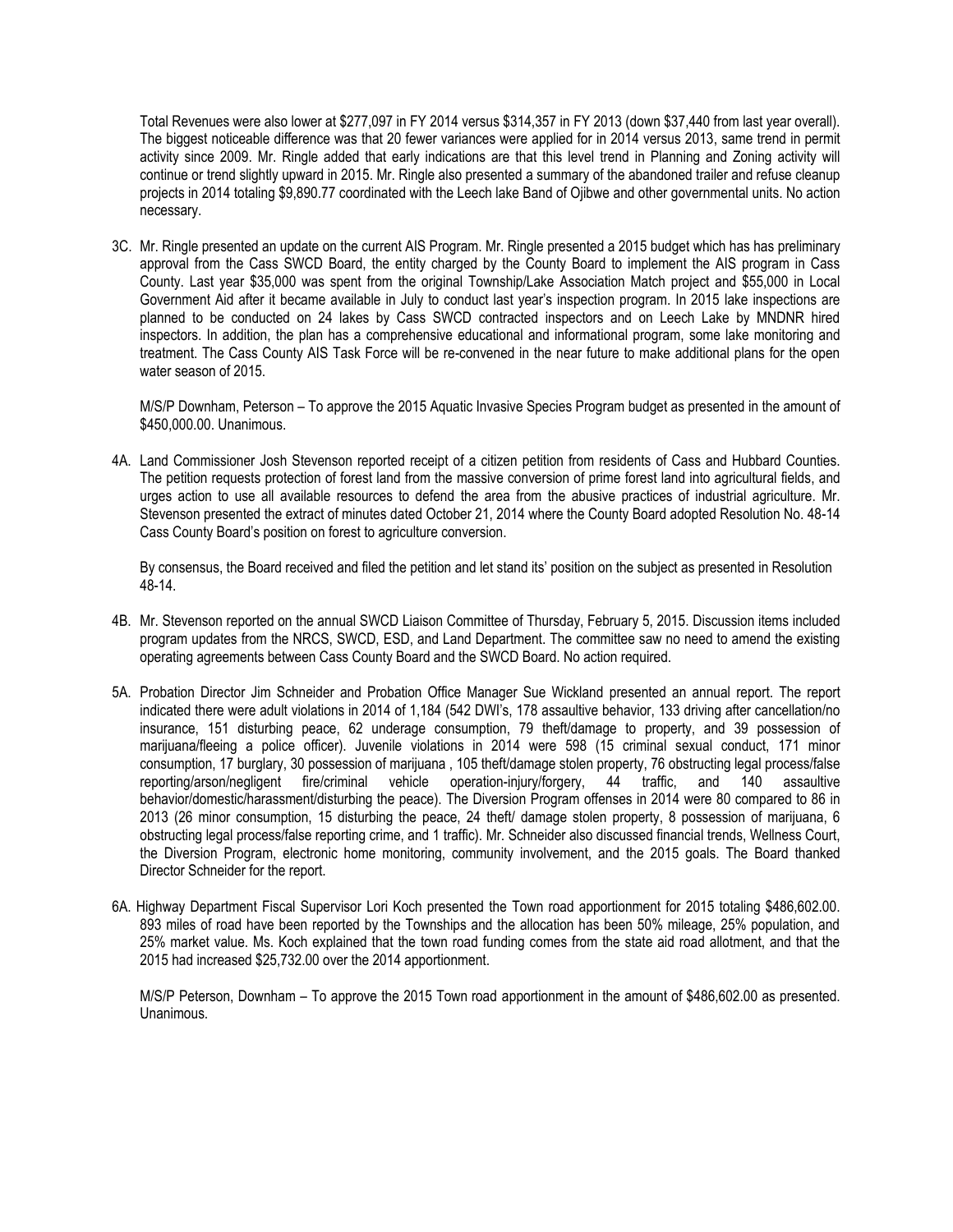Total Revenues were also lower at $277,097 in FY 2014 versus $314,357 in FY 2013 (down $37,440 from last year overall). The biggest noticeable difference was that 20 fewer variances were applied for in 2014 versus 2013, same trend in permit activity since 2009. Mr. Ringle added that early indications are that this level trend in Planning and Zoning activity will continue or trend slightly upward in 2015. Mr. Ringle also presented a summary of the abandoned trailer and refuse cleanup projects in 2014 totaling $9,890.77 coordinated with the Leech lake Band of Ojibwe and other governmental units. No action necessary.

3C. Mr. Ringle presented an update on the current AIS Program. Mr. Ringle presented a 2015 budget which has has preliminary approval from the Cass SWCD Board, the entity charged by the County Board to implement the AIS program in Cass County. Last year $35,000 was spent from the original Township/Lake Association Match project and $55,000 in Local Government Aid after it became available in July to conduct last year's inspection program. In 2015 lake inspections are planned to be conducted on 24 lakes by Cass SWCD contracted inspectors and on Leech Lake by MNDNR hired inspectors. In addition, the plan has a comprehensive educational and informational program, some lake monitoring and treatment. The Cass County AIS Task Force will be re-convened in the near future to make additional plans for the open water season of 2015.

M/S/P Downham, Peterson – To approve the 2015 Aquatic Invasive Species Program budget as presented in the amount of $450,000.00. Unanimous.

4A. Land Commissioner Josh Stevenson reported receipt of a citizen petition from residents of Cass and Hubbard Counties. The petition requests protection of forest land from the massive conversion of prime forest land into agricultural fields, and urges action to use all available resources to defend the area from the abusive practices of industrial agriculture. Mr. Stevenson presented the extract of minutes dated October 21, 2014 where the County Board adopted Resolution No. 48-14 Cass County Board's position on forest to agriculture conversion.

By consensus, the Board received and filed the petition and let stand its' position on the subject as presented in Resolution 48-14.

4B. Mr. Stevenson reported on the annual SWCD Liaison Committee of Thursday, February 5, 2015. Discussion items included program updates from the NRCS, SWCD, ESD, and Land Department. The committee saw no need to amend the existing operating agreements between Cass County Board and the SWCD Board. No action required.

5A. Probation Director Jim Schneider and Probation Office Manager Sue Wickland presented an annual report. The report indicated there were adult violations in 2014 of 1,184 (542 DWI's, 178 assaultive behavior, 133 driving after cancellation/no insurance, 151 disturbing peace, 62 underage consumption, 79 theft/damage to property, and 39 possession of marijuana/fleeing a police officer). Juvenile violations in 2014 were 598 (15 criminal sexual conduct, 171 minor consumption, 17 burglary, 30 possession of marijuana , 105 theft/damage stolen property, 76 obstructing legal process/false reporting/arson/negligent fire/criminal vehicle operation-injury/forgery, 44 traffic, and 140 assaultive behavior/domestic/harassment/disturbing the peace). The Diversion Program offenses in 2014 were 80 compared to 86 in 2013 (26 minor consumption, 15 disturbing the peace, 24 theft/ damage stolen property, 8 possession of marijuana, 6 obstructing legal process/false reporting crime, and 1 traffic). Mr. Schneider also discussed financial trends, Wellness Court, the Diversion Program, electronic home monitoring, community involvement, and the 2015 goals. The Board thanked Director Schneider for the report.

6A. Highway Department Fiscal Supervisor Lori Koch presented the Town road apportionment for 2015 totaling $486,602.00. 893 miles of road have been reported by the Townships and the allocation has been 50% mileage, 25% population, and 25% market value. Ms. Koch explained that the town road funding comes from the state aid road allotment, and that the 2015 had increased $25,732.00 over the 2014 apportionment.

M/S/P Peterson, Downham – To approve the 2015 Town road apportionment in the amount of $486,602.00 as presented. Unanimous.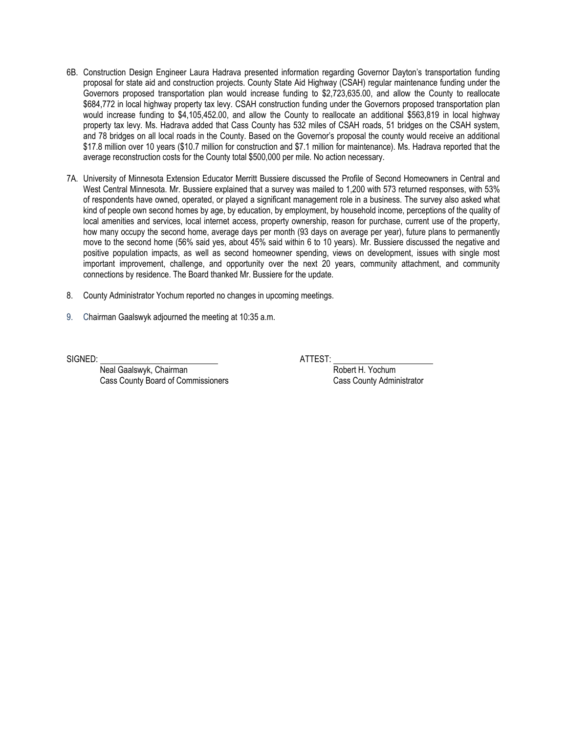6B. Construction Design Engineer Laura Hadrava presented information regarding Governor Dayton's transportation funding proposal for state aid and construction projects. County State Aid Highway (CSAH) regular maintenance funding under the Governors proposed transportation plan would increase funding to $2,723,635.00, and allow the County to reallocate $684,772 in local highway property tax levy. CSAH construction funding under the Governors proposed transportation plan would increase funding to $4,105,452.00, and allow the County to reallocate an additional $563,819 in local highway property tax levy. Ms. Hadrava added that Cass County has 532 miles of CSAH roads, 51 bridges on the CSAH system, and 78 bridges on all local roads in the County. Based on the Governor's proposal the county would receive an additional $17.8 million over 10 years ($10.7 million for construction and $7.1 million for maintenance). Ms. Hadrava reported that the average reconstruction costs for the County total $500,000 per mile. No action necessary.

7A. University of Minnesota Extension Educator Merritt Bussiere discussed the Profile of Second Homeowners in Central and West Central Minnesota. Mr. Bussiere explained that a survey was mailed to 1,200 with 573 returned responses, with 53% of respondents have owned, operated, or played a significant management role in a business. The survey also asked what kind of people own second homes by age, by education, by employment, by household income, perceptions of the quality of local amenities and services, local internet access, property ownership, reason for purchase, current use of the property, how many occupy the second home, average days per month (93 days on average per year), future plans to permanently move to the second home (56% said yes, about 45% said within 6 to 10 years). Mr. Bussiere discussed the negative and positive population impacts, as well as second homeowner spending, views on development, issues with single most important improvement, challenge, and opportunity over the next 20 years, community attachment, and community connections by residence. The Board thanked Mr. Bussiere for the update.

8. County Administrator Yochum reported no changes in upcoming meetings.

9. Chairman Gaalswyk adjourned the meeting at 10:35 a.m.

SIGNED: \_\_\_\_\_\_\_\_\_\_\_\_\_\_\_\_\_\_\_\_\_\_\_\_\_\_\_
Neal Gaalswyk, Chairman
Cass County Board of Commissioners

ATTEST: \_\_\_\_\_\_\_\_\_\_\_\_\_\_\_\_\_\_\_\_\_\_\_\_\_\_\_
Robert H. Yochum
Cass County Administrator